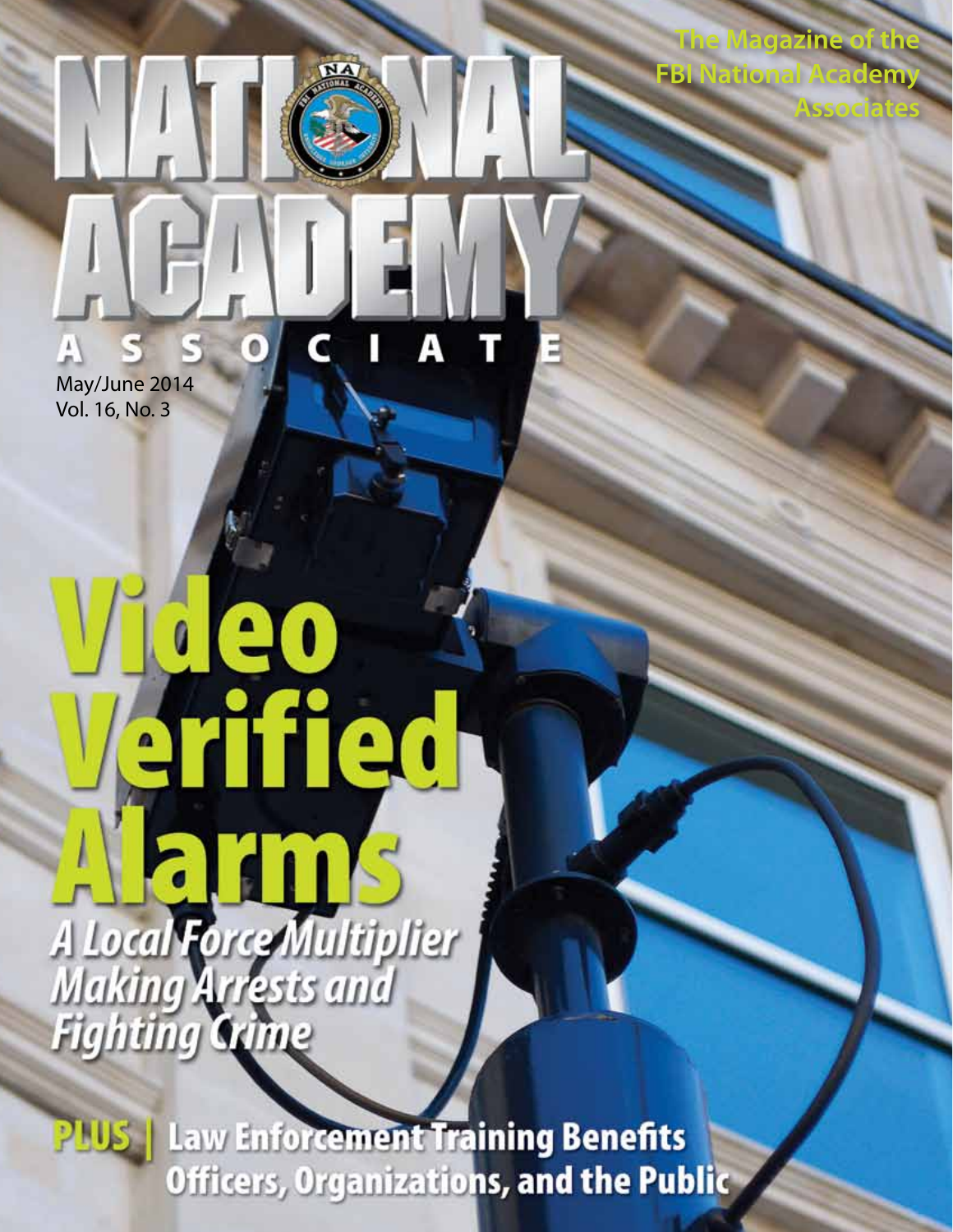# National Academy Associate

The Magazine of the FBI National Academy Associates

May/June 2014
Vol. 16, No. 3

# Video Verified Alarms

## *A Local Force Multiplier Making Arrests and Fighting Crime*

**PLUS** | Law Enforcement Training Benefits Officers, Organizations, and the Public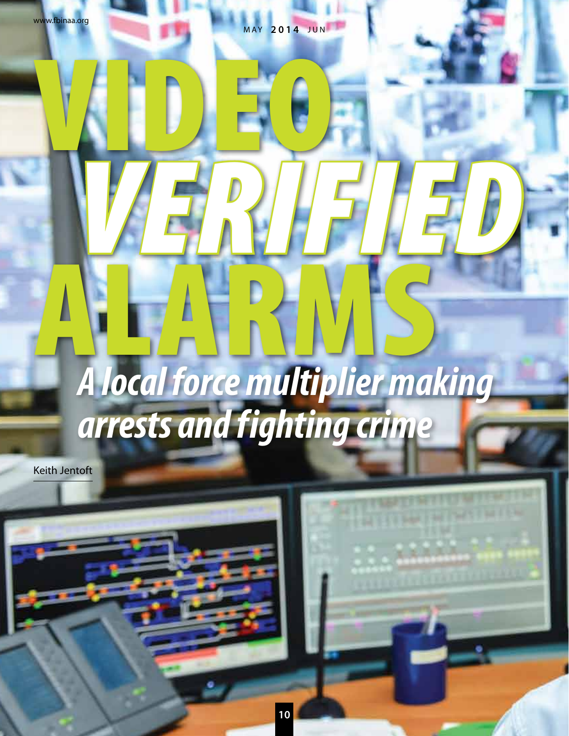# VIDEO VERIFIED ALARMS

## *A local force multiplier making arrests and fighting crime*

Keith Jentoft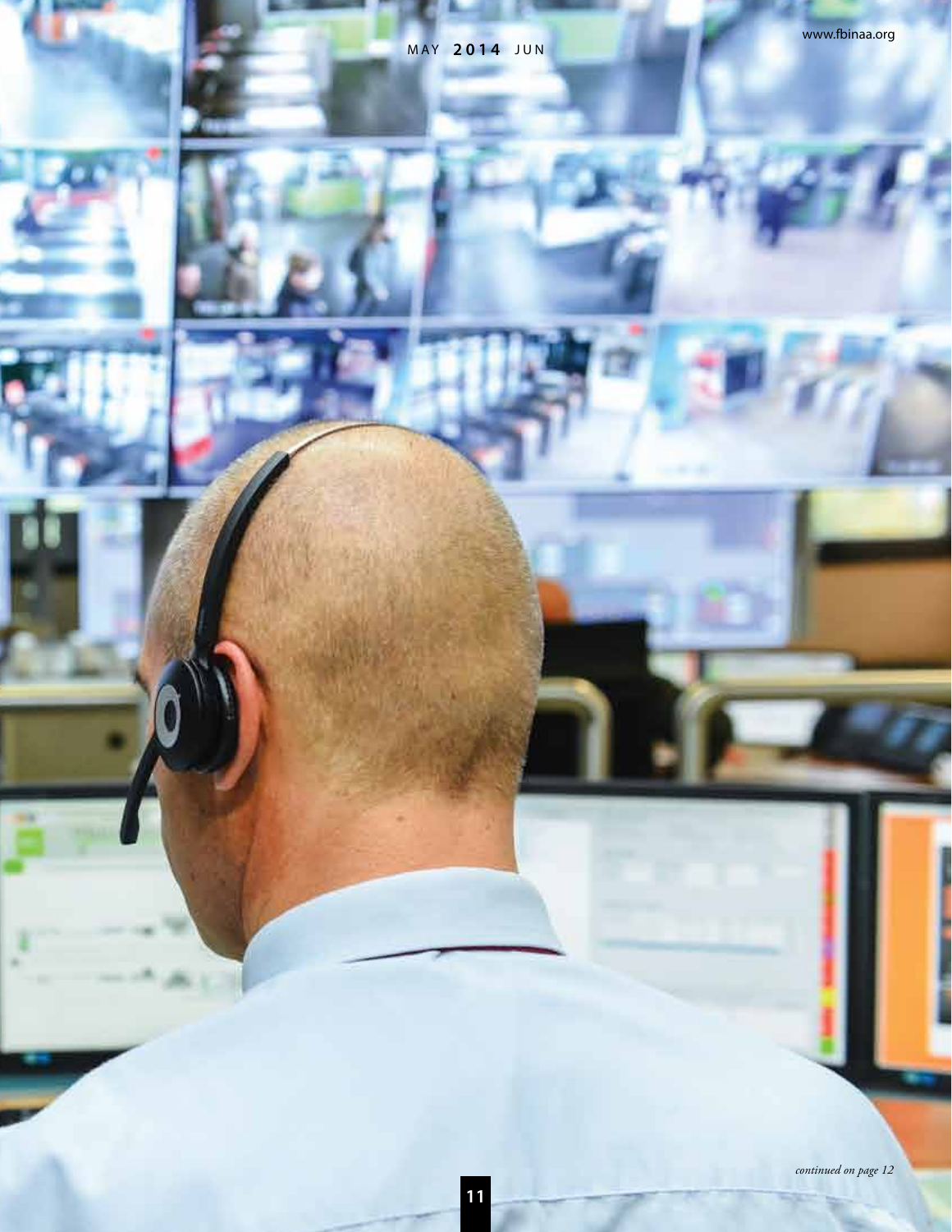*continued on page 12*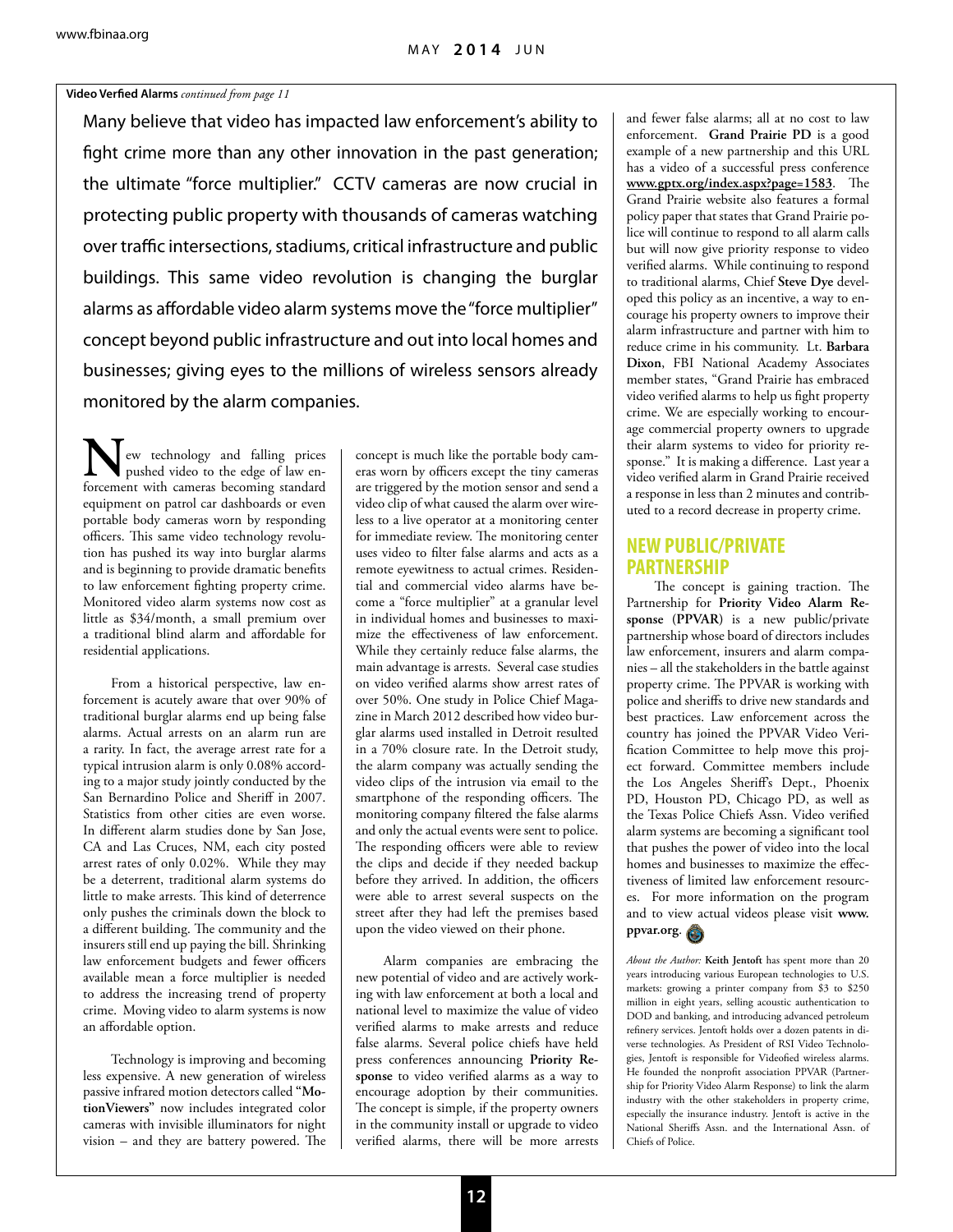**Video Verfied Alarms** *continued from page 11*

Many believe that video has impacted law enforcement's ability to fight crime more than any other innovation in the past generation; the ultimate "force multiplier." CCTV cameras are now crucial in protecting public property with thousands of cameras watching over traffic intersections, stadiums, critical infrastructure and public buildings. This same video revolution is changing the burglar alarms as affordable video alarm systems move the "force multiplier" concept beyond public infrastructure and out into local homes and businesses; giving eyes to the millions of wireless sensors already monitored by the alarm companies.

New technology and falling prices pushed video to the edge of law enforcement with cameras becoming standard equipment on patrol car dashboards or even portable body cameras worn by responding officers. This same video technology revolution has pushed its way into burglar alarms and is beginning to provide dramatic benefits to law enforcement fighting property crime. Monitored video alarm systems now cost as little as $34/month, a small premium over a traditional blind alarm and affordable for residential applications.

From a historical perspective, law enforcement is acutely aware that over 90% of traditional burglar alarms end up being false alarms. Actual arrests on an alarm run are a rarity. In fact, the average arrest rate for a typical intrusion alarm is only 0.08% according to a major study jointly conducted by the San Bernardino Police and Sheriff in 2007. Statistics from other cities are even worse. In different alarm studies done by San Jose, CA and Las Cruces, NM, each city posted arrest rates of only 0.02%. While they may be a deterrent, traditional alarm systems do little to make arrests. This kind of deterrence only pushes the criminals down the block to a different building. The community and the insurers still end up paying the bill. Shrinking law enforcement budgets and fewer officers available mean a force multiplier is needed to address the increasing trend of property crime. Moving video to alarm systems is now an affordable option.

Technology is improving and becoming less expensive. A new generation of wireless passive infrared motion detectors called "**MotionViewers**" now includes integrated color cameras with invisible illuminators for night vision – and they are battery powered. The concept is much like the portable body cameras worn by officers except the tiny cameras are triggered by the motion sensor and send a video clip of what caused the alarm over wireless to a live operator at a monitoring center for immediate review. The monitoring center uses video to filter false alarms and acts as a remote eyewitness to actual crimes. Residential and commercial video alarms have become a "force multiplier" at a granular level in individual homes and businesses to maximize the effectiveness of law enforcement. While they certainly reduce false alarms, the main advantage is arrests. Several case studies on video verified alarms show arrest rates of over 50%. One study in Police Chief Magazine in March 2012 described how video burglar alarms used installed in Detroit resulted in a 70% closure rate. In the Detroit study, the alarm company was actually sending the video clips of the intrusion via email to the smartphone of the responding officers. The monitoring company filtered the false alarms and only the actual events were sent to police. The responding officers were able to review the clips and decide if they needed backup before they arrived. In addition, the officers were able to arrest several suspects on the street after they had left the premises based upon the video viewed on their phone.

Alarm companies are embracing the new potential of video and are actively working with law enforcement at both a local and national level to maximize the value of video verified alarms to make arrests and reduce false alarms. Several police chiefs have held press conferences announcing **Priority Response** to video verified alarms as a way to encourage adoption by their communities. The concept is simple, if the property owners in the community install or upgrade to video verified alarms, there will be more arrests and fewer false alarms; all at no cost to law enforcement. **Grand Prairie PD** is a good example of a new partnership and this URL has a video of a successful press conference **www.gptx.org/index.aspx?page=1583**. The Grand Prairie website also features a formal policy paper that states that Grand Prairie police will continue to respond to all alarm calls but will now give priority response to video verified alarms. While continuing to respond to traditional alarms, Chief **Steve Dye** developed this policy as an incentive, a way to encourage his property owners to improve their alarm infrastructure and partner with him to reduce crime in his community. Lt. **Barbara Dixon**, FBI National Academy Associates member states, "Grand Prairie has embraced video verified alarms to help us fight property crime. We are especially working to encourage commercial property owners to upgrade their alarm systems to video for priority response." It is making a difference. Last year a video verified alarm in Grand Prairie received a response in less than 2 minutes and contributed to a record decrease in property crime.

## NEW PUBLIC/PRIVATE PARTNERSHIP

The concept is gaining traction. The Partnership for **Priority Video Alarm Response** (**PPVAR**) is a new public/private partnership whose board of directors includes law enforcement, insurers and alarm companies – all the stakeholders in the battle against property crime. The PPVAR is working with police and sheriffs to drive new standards and best practices. Law enforcement across the country has joined the PPVAR Video Verification Committee to help move this project forward. Committee members include the Los Angeles Sheriff's Dept., Phoenix PD, Houston PD, Chicago PD, as well as the Texas Police Chiefs Assn. Video verified alarm systems are becoming a significant tool that pushes the power of video into the local homes and businesses to maximize the effectiveness of limited law enforcement resources. For more information on the program and to view actual videos please visit **www.ppvar.org**.

*About the Author:* **Keith Jentoft** has spent more than 20 years introducing various European technologies to U.S. markets: growing a printer company from $3 to $250 million in eight years, selling acoustic authentication to DOD and banking, and introducing advanced petroleum refinery services. Jentoft holds over a dozen patents in diverse technologies. As President of RSI Video Technologies, Jentoft is responsible for Videofied wireless alarms. He founded the nonprofit association PPVAR (Partnership for Priority Video Alarm Response) to link the alarm industry with the other stakeholders in property crime, especially the insurance industry. Jentoft is active in the National Sheriffs Assn. and the International Assn. of Chiefs of Police.